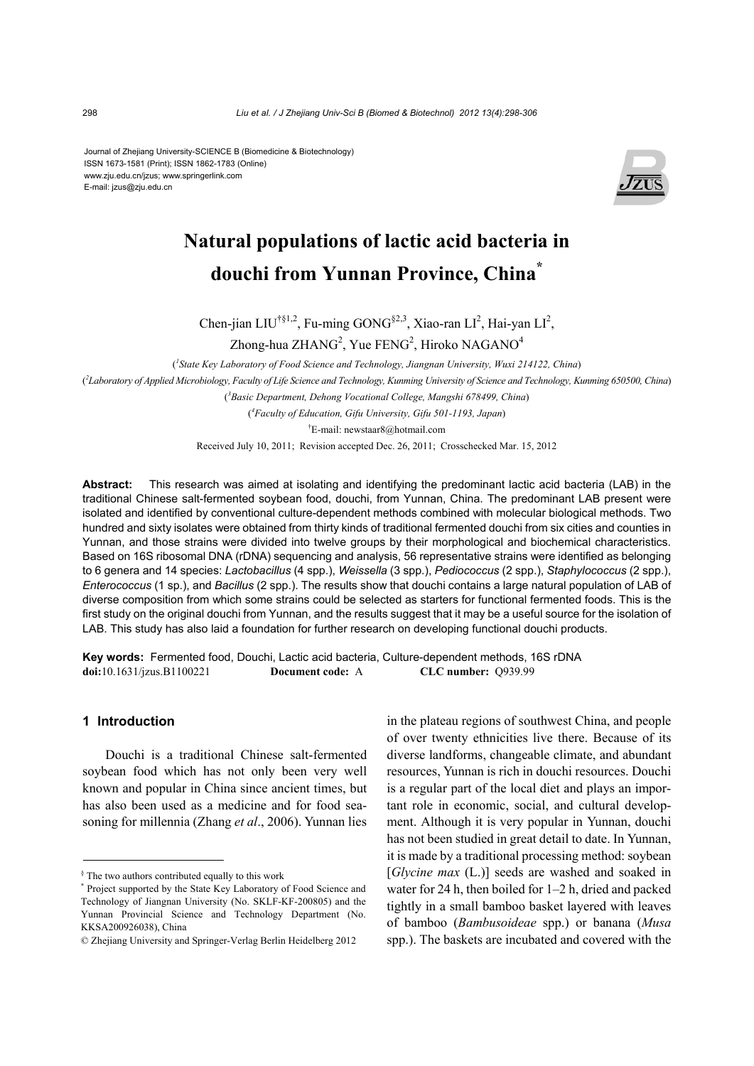Journal of Zhejiang University-SCIENCE B (Biomedicine & Biotechnology)
ISSN 1673-1581 (Print); ISSN 1862-1783 (Online)
www.zju.edu.cn/jzus; www.springerlink.com
E-mail: jzus@zju.edu.cn

# Natural populations of lactic acid bacteria in douchi from Yunnan Province, China*

Chen-jian LIU[†§1,2], Fu-ming GONG[§2,3], Xiao-ran LI[2], Hai-yan LI[2], Zhong-hua ZHANG[2], Yue FENG[2], Hiroko NAGANO[4]

([1]*State Key Laboratory of Food Science and Technology, Jiangnan University, Wuxi 214122, China*)

([2]*Laboratory of Applied Microbiology, Faculty of Life Science and Technology, Kunming University of Science and Technology, Kunming 650500, China*)

([3]*Basic Department, Dehong Vocational College, Mangshi 678499, China*)

([4]*Faculty of Education, Gifu University, Gifu 501-1193, Japan*)

[†]E-mail: newstaar8@hotmail.com

Received July 10, 2011; Revision accepted Dec. 26, 2011; Crosschecked Mar. 15, 2012

**Abstract:** This research was aimed at isolating and identifying the predominant lactic acid bacteria (LAB) in the traditional Chinese salt-fermented soybean food, douchi, from Yunnan, China. The predominant LAB present were isolated and identified by conventional culture-dependent methods combined with molecular biological methods. Two hundred and sixty isolates were obtained from thirty kinds of traditional fermented douchi from six cities and counties in Yunnan, and those strains were divided into twelve groups by their morphological and biochemical characteristics. Based on 16S ribosomal DNA (rDNA) sequencing and analysis, 56 representative strains were identified as belonging to 6 genera and 14 species: *Lactobacillus* (4 spp.), *Weissella* (3 spp.), *Pediococcus* (2 spp.), *Staphylococcus* (2 spp.), *Enterococcus* (1 sp.), and *Bacillus* (2 spp.). The results show that douchi contains a large natural population of LAB of diverse composition from which some strains could be selected as starters for functional fermented foods. This is the first study on the original douchi from Yunnan, and the results suggest that it may be a useful source for the isolation of LAB. This study has also laid a foundation for further research on developing functional douchi products.

**Key words:** Fermented food, Douchi, Lactic acid bacteria, Culture-dependent methods, 16S rDNA
**doi:**10.1631/jzus.B1100221 **Document code:** A **CLC number:** Q939.99

## 1 Introduction

Douchi is a traditional Chinese salt-fermented soybean food which has not only been very well known and popular in China since ancient times, but has also been used as a medicine and for food seasoning for millennia (Zhang *et al*., 2006). Yunnan lies in the plateau regions of southwest China, and people of over twenty ethnicities live there. Because of its diverse landforms, changeable climate, and abundant resources, Yunnan is rich in douchi resources. Douchi is a regular part of the local diet and plays an important role in economic, social, and cultural development. Although it is very popular in Yunnan, douchi has not been studied in great detail to date. In Yunnan, it is made by a traditional processing method: soybean [*Glycine max* (L.)] seeds are washed and soaked in water for 24 h, then boiled for 1–2 h, dried and packed tightly in a small bamboo basket layered with leaves of bamboo (*Bambusoideae* spp.) or banana (*Musa* spp.). The baskets are incubated and covered with the

---

[§] The two authors contributed equally to this work

[*] Project supported by the State Key Laboratory of Food Science and Technology of Jiangnan University (No. SKLF-KF-200805) and the Yunnan Provincial Science and Technology Department (No. KKSA200926038), China

© Zhejiang University and Springer-Verlag Berlin Heidelberg 2012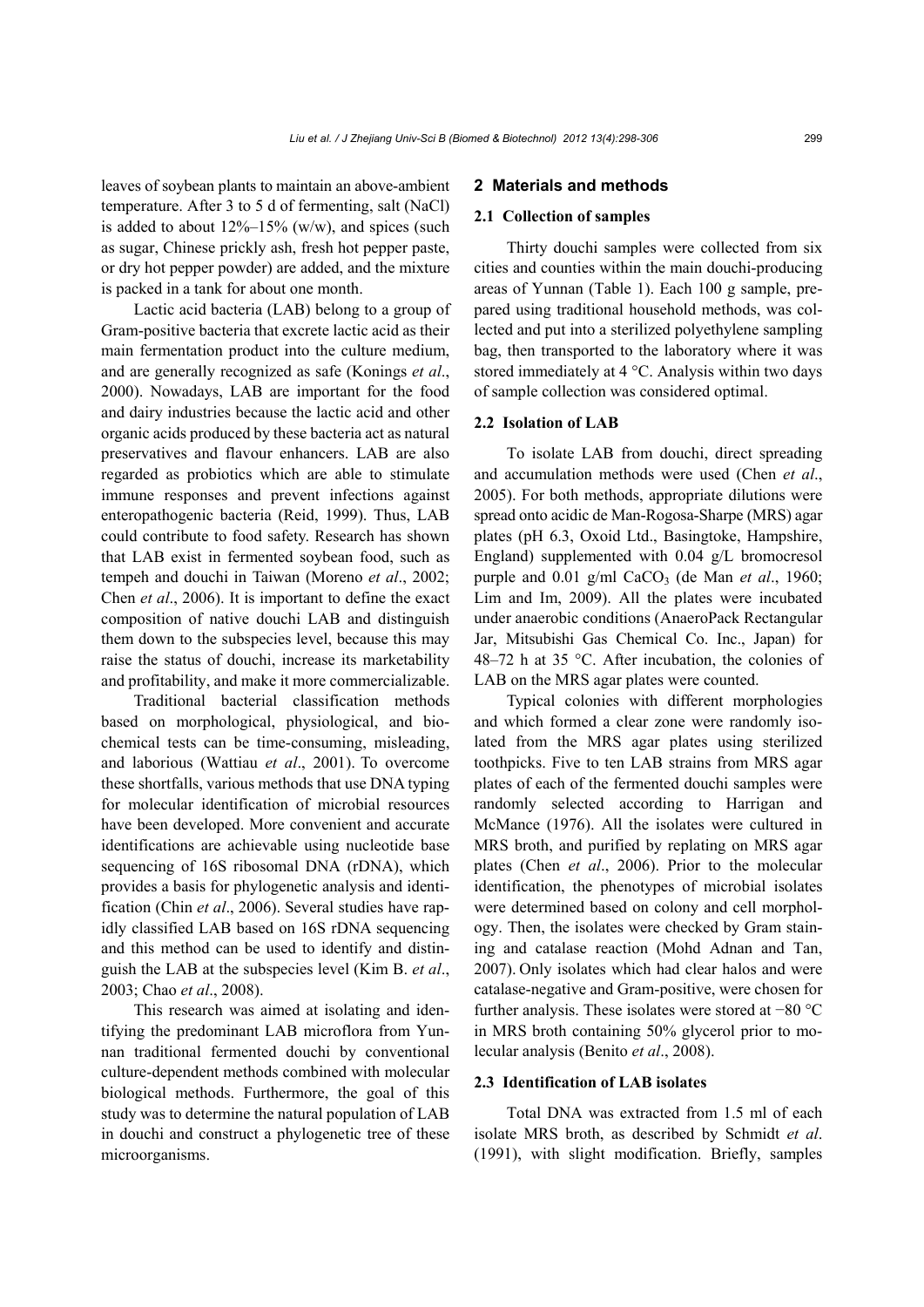leaves of soybean plants to maintain an above-ambient temperature. After 3 to 5 d of fermenting, salt (NaCl) is added to about 12%–15% (w/w), and spices (such as sugar, Chinese prickly ash, fresh hot pepper paste, or dry hot pepper powder) are added, and the mixture is packed in a tank for about one month.

Lactic acid bacteria (LAB) belong to a group of Gram-positive bacteria that excrete lactic acid as their main fermentation product into the culture medium, and are generally recognized as safe (Konings *et al*., 2000). Nowadays, LAB are important for the food and dairy industries because the lactic acid and other organic acids produced by these bacteria act as natural preservatives and flavour enhancers. LAB are also regarded as probiotics which are able to stimulate immune responses and prevent infections against enteropathogenic bacteria (Reid, 1999). Thus, LAB could contribute to food safety. Research has shown that LAB exist in fermented soybean food, such as tempeh and douchi in Taiwan (Moreno *et al*., 2002; Chen *et al*., 2006). It is important to define the exact composition of native douchi LAB and distinguish them down to the subspecies level, because this may raise the status of douchi, increase its marketability and profitability, and make it more commercializable.

Traditional bacterial classification methods based on morphological, physiological, and biochemical tests can be time-consuming, misleading, and laborious (Wattiau *et al*., 2001). To overcome these shortfalls, various methods that use DNA typing for molecular identification of microbial resources have been developed. More convenient and accurate identifications are achievable using nucleotide base sequencing of 16S ribosomal DNA (rDNA), which provides a basis for phylogenetic analysis and identification (Chin *et al*., 2006). Several studies have rapidly classified LAB based on 16S rDNA sequencing and this method can be used to identify and distinguish the LAB at the subspecies level (Kim B. *et al*., 2003; Chao *et al*., 2008).

This research was aimed at isolating and identifying the predominant LAB microflora from Yunnan traditional fermented douchi by conventional culture-dependent methods combined with molecular biological methods. Furthermore, the goal of this study was to determine the natural population of LAB in douchi and construct a phylogenetic tree of these microorganisms.

## 2 Materials and methods

### 2.1 Collection of samples

Thirty douchi samples were collected from six cities and counties within the main douchi-producing areas of Yunnan (Table 1). Each 100 g sample, prepared using traditional household methods, was collected and put into a sterilized polyethylene sampling bag, then transported to the laboratory where it was stored immediately at 4 °C. Analysis within two days of sample collection was considered optimal.

### 2.2 Isolation of LAB

To isolate LAB from douchi, direct spreading and accumulation methods were used (Chen *et al*., 2005). For both methods, appropriate dilutions were spread onto acidic de Man-Rogosa-Sharpe (MRS) agar plates (pH 6.3, Oxoid Ltd., Basingtoke, Hampshire, England) supplemented with 0.04 g/L bromocresol purple and 0.01 g/ml $CaCO_3$ (de Man *et al*., 1960; Lim and Im, 2009). All the plates were incubated under anaerobic conditions (AnaeroPack Rectangular Jar, Mitsubishi Gas Chemical Co. Inc., Japan) for 48–72 h at 35 °C. After incubation, the colonies of LAB on the MRS agar plates were counted.

Typical colonies with different morphologies and which formed a clear zone were randomly isolated from the MRS agar plates using sterilized toothpicks. Five to ten LAB strains from MRS agar plates of each of the fermented douchi samples were randomly selected according to Harrigan and McMance (1976). All the isolates were cultured in MRS broth, and purified by replating on MRS agar plates (Chen *et al*., 2006). Prior to the molecular identification, the phenotypes of microbial isolates were determined based on colony and cell morphology. Then, the isolates were checked by Gram staining and catalase reaction (Mohd Adnan and Tan, 2007). Only isolates which had clear halos and were catalase-negative and Gram-positive, were chosen for further analysis. These isolates were stored at −80 °C in MRS broth containing 50% glycerol prior to molecular analysis (Benito *et al*., 2008).

### 2.3 Identification of LAB isolates

Total DNA was extracted from 1.5 ml of each isolate MRS broth, as described by Schmidt *et al*. (1991), with slight modification. Briefly, samples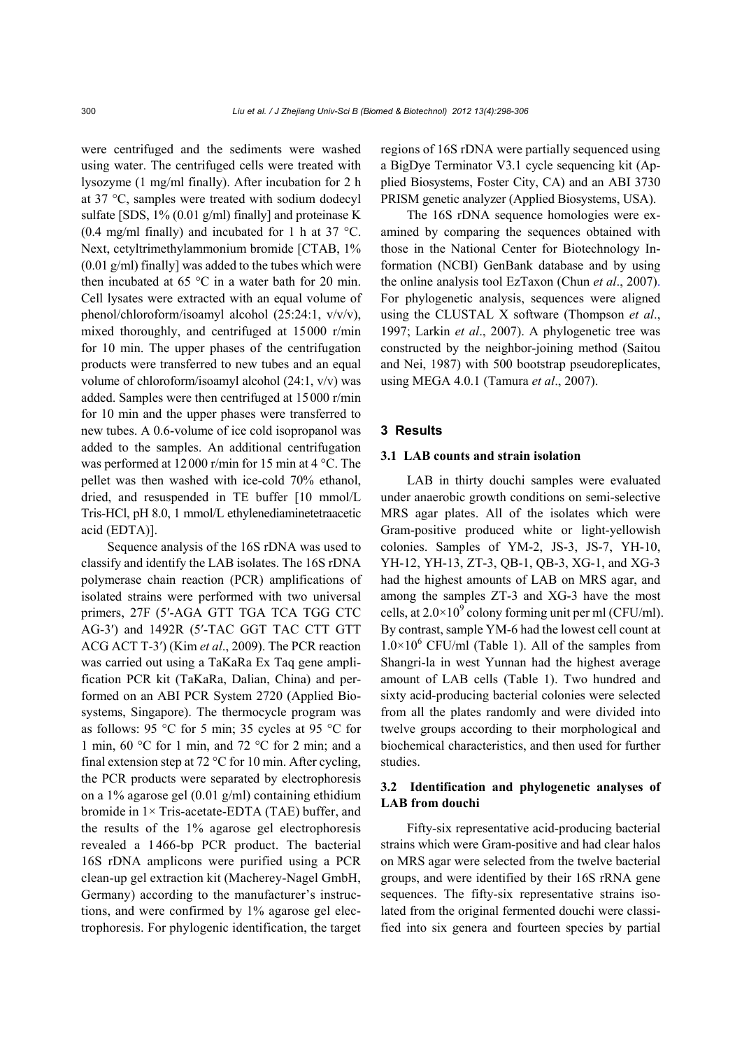were centrifuged and the sediments were washed using water. The centrifuged cells were treated with lysozyme (1 mg/ml finally). After incubation for 2 h at 37 °C, samples were treated with sodium dodecyl sulfate [SDS, 1% (0.01 g/ml) finally] and proteinase K (0.4 mg/ml finally) and incubated for 1 h at 37 °C. Next, cetyltrimethylammonium bromide [CTAB, 1% (0.01 g/ml) finally] was added to the tubes which were then incubated at 65 °C in a water bath for 20 min. Cell lysates were extracted with an equal volume of phenol/chloroform/isoamyl alcohol (25:24:1, v/v/v), mixed thoroughly, and centrifuged at 15000 r/min for 10 min. The upper phases of the centrifugation products were transferred to new tubes and an equal volume of chloroform/isoamyl alcohol (24:1, v/v) was added. Samples were then centrifuged at 15000 r/min for 10 min and the upper phases were transferred to new tubes. A 0.6-volume of ice cold isopropanol was added to the samples. An additional centrifugation was performed at 12000 r/min for 15 min at 4 °C. The pellet was then washed with ice-cold 70% ethanol, dried, and resuspended in TE buffer [10 mmol/L Tris-HCl, pH 8.0, 1 mmol/L ethylenediaminetetraacetic acid (EDTA)].

Sequence analysis of the 16S rDNA was used to classify and identify the LAB isolates. The 16S rDNA polymerase chain reaction (PCR) amplifications of isolated strains were performed with two universal primers, 27F (5′-AGA GTT TGA TCA TGG CTC AG-3′) and 1492R (5′-TAC GGT TAC CTT GTT ACG ACT T-3′) (Kim *et al*., 2009). The PCR reaction was carried out using a TaKaRa Ex Taq gene amplification PCR kit (TaKaRa, Dalian, China) and performed on an ABI PCR System 2720 (Applied Biosystems, Singapore). The thermocycle program was as follows: 95 °C for 5 min; 35 cycles at 95 °C for 1 min, 60 °C for 1 min, and 72 °C for 2 min; and a final extension step at 72 °C for 10 min. After cycling, the PCR products were separated by electrophoresis on a 1% agarose gel (0.01 g/ml) containing ethidium bromide in 1× Tris-acetate-EDTA (TAE) buffer, and the results of the 1% agarose gel electrophoresis revealed a 1466-bp PCR product. The bacterial 16S rDNA amplicons were purified using a PCR clean-up gel extraction kit (Macherey-Nagel GmbH, Germany) according to the manufacturer's instructions, and were confirmed by 1% agarose gel electrophoresis. For phylogenic identification, the target regions of 16S rDNA were partially sequenced using a BigDye Terminator V3.1 cycle sequencing kit (Applied Biosystems, Foster City, CA) and an ABI 3730 PRISM genetic analyzer (Applied Biosystems, USA).

The 16S rDNA sequence homologies were examined by comparing the sequences obtained with those in the National Center for Biotechnology Information (NCBI) GenBank database and by using the online analysis tool EzTaxon (Chun *et al*., 2007). For phylogenetic analysis, sequences were aligned using the CLUSTAL X software (Thompson *et al*., 1997; Larkin *et al*., 2007). A phylogenetic tree was constructed by the neighbor-joining method (Saitou and Nei, 1987) with 500 bootstrap pseudoreplicates, using MEGA 4.0.1 (Tamura *et al*., 2007).

## 3 Results

### 3.1 LAB counts and strain isolation

LAB in thirty douchi samples were evaluated under anaerobic growth conditions on semi-selective MRS agar plates. All of the isolates which were Gram-positive produced white or light-yellowish colonies. Samples of YM-2, JS-3, JS-7, YH-10, YH-12, YH-13, ZT-3, QB-1, QB-3, XG-1, and XG-3 had the highest amounts of LAB on MRS agar, and among the samples ZT-3 and XG-3 have the most cells, at $2.0\times10^9$ colony forming unit per ml (CFU/ml). By contrast, sample YM-6 had the lowest cell count at $1.0\times10^6$ CFU/ml (Table 1). All of the samples from Shangri-la in west Yunnan had the highest average amount of LAB cells (Table 1). Two hundred and sixty acid-producing bacterial colonies were selected from all the plates randomly and were divided into twelve groups according to their morphological and biochemical characteristics, and then used for further studies.

### 3.2 Identification and phylogenetic analyses of LAB from douchi

Fifty-six representative acid-producing bacterial strains which were Gram-positive and had clear halos on MRS agar were selected from the twelve bacterial groups, and were identified by their 16S rRNA gene sequences. The fifty-six representative strains isolated from the original fermented douchi were classified into six genera and fourteen species by partial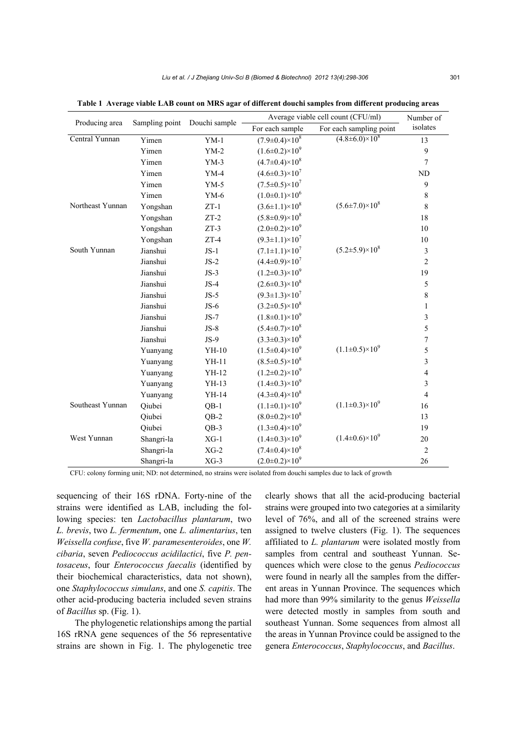**Table 1 Average viable LAB count on MRS agar of different douchi samples from different producing areas**

| Producing area | Sampling point | Douchi sample | Average viable cell count (CFU/ml) | | Number of isolates |
|---|---|---|---|---|---|
| | | | For each sample | For each sampling point | |
| Central Yunnan | Yimen | YM-1 | $(7.9\pm0.4)\times10^8$ | $(4.8\pm6.0)\times10^8$ | 13 |
| | Yimen | YM-2 | $(1.6\pm0.2)\times10^9$ | | 9 |
| | Yimen | YM-3 | $(4.7\pm0.4)\times10^8$ | | 7 |
| | Yimen | YM-4 | $(4.6\pm0.3)\times10^7$ | | ND |
| | Yimen | YM-5 | $(7.5\pm0.5)\times10^7$ | | 9 |
| | Yimen | YM-6 | $(1.0\pm0.1)\times10^6$ | | 8 |
| Northeast Yunnan | Yongshan | ZT-1 | $(3.6\pm1.1)\times10^8$ | $(5.6\pm7.0)\times10^8$ | 8 |
| | Yongshan | ZT-2 | $(5.8\pm0.9)\times10^8$ | | 18 |
| | Yongshan | ZT-3 | $(2.0\pm0.2)\times10^9$ | | 10 |
| | Yongshan | ZT-4 | $(9.3\pm1.1)\times10^7$ | | 10 |
| South Yunnan | Jianshui | JS-1 | $(7.1\pm1.1)\times10^7$ | $(5.2\pm5.9)\times10^8$ | 3 |
| | Jianshui | JS-2 | $(4.4\pm0.9)\times10^7$ | | 2 |
| | Jianshui | JS-3 | $(1.2\pm0.3)\times10^9$ | | 19 |
| | Jianshui | JS-4 | $(2.6\pm0.3)\times10^8$ | | 5 |
| | Jianshui | JS-5 | $(9.3\pm1.3)\times10^7$ | | 8 |
| | Jianshui | JS-6 | $(3.2\pm0.5)\times10^8$ | | 1 |
| | Jianshui | JS-7 | $(1.8\pm0.1)\times10^9$ | | 3 |
| | Jianshui | JS-8 | $(5.4\pm0.7)\times10^8$ | | 5 |
| | Jianshui | JS-9 | $(3.3\pm0.3)\times10^8$ | | 7 |
| | Yuanyang | YH-10 | $(1.5\pm0.4)\times10^9$ | $(1.1\pm0.5)\times10^9$ | 5 |
| | Yuanyang | YH-11 | $(8.5\pm0.5)\times10^8$ | | 3 |
| | Yuanyang | YH-12 | $(1.2\pm0.2)\times10^9$ | | 4 |
| | Yuanyang | YH-13 | $(1.4\pm0.3)\times10^9$ | | 3 |
| | Yuanyang | YH-14 | $(4.3\pm0.4)\times10^8$ | | 4 |
| Southeast Yunnan | Qiubei | QB-1 | $(1.1\pm0.1)\times10^9$ | $(1.1\pm0.3)\times10^9$ | 16 |
| | Qiubei | QB-2 | $(8.0\pm0.2)\times10^8$ | | 13 |
| | Qiubei | QB-3 | $(1.3\pm0.4)\times10^9$ | | 19 |
| West Yunnan | Shangri-la | XG-1 | $(1.4\pm0.3)\times10^9$ | $(1.4\pm0.6)\times10^9$ | 20 |
| | Shangri-la | XG-2 | $(7.4\pm0.4)\times10^8$ | | 2 |
| | Shangri-la | XG-3 | $(2.0\pm0.2)\times10^9$ | | 26 |

CFU: colony forming unit; ND: not determined, no strains were isolated from douchi samples due to lack of growth

sequencing of their 16S rDNA. Forty-nine of the strains were identified as LAB, including the following species: ten *Lactobacillus plantarum*, two *L. brevis*, two *L. fermentum*, one *L. alimentarius*, ten *Weissella confuse*, five *W. paramesenteroides*, one *W. cibaria*, seven *Pediococcus acidilactici*, five *P. pentosaceus*, four *Enterococcus faecalis* (identified by their biochemical characteristics, data not shown), one *Staphylococcus simulans*, and one *S. capitis*. The other acid-producing bacteria included seven strains of *Bacillus* sp. (Fig. 1).

The phylogenetic relationships among the partial 16S rRNA gene sequences of the 56 representative strains are shown in Fig. 1. The phylogenetic tree clearly shows that all the acid-producing bacterial strains were grouped into two categories at a similarity level of 76%, and all of the screened strains were assigned to twelve clusters (Fig. 1). The sequences affiliated to *L. plantarum* were isolated mostly from samples from central and southeast Yunnan. Sequences which were close to the genus *Pediococcus* were found in nearly all the samples from the different areas in Yunnan Province. The sequences which had more than 99% similarity to the genus *Weissella* were detected mostly in samples from south and southeast Yunnan. Some sequences from almost all the areas in Yunnan Province could be assigned to the genera *Enterococcus*, *Staphylococcus*, and *Bacillus*.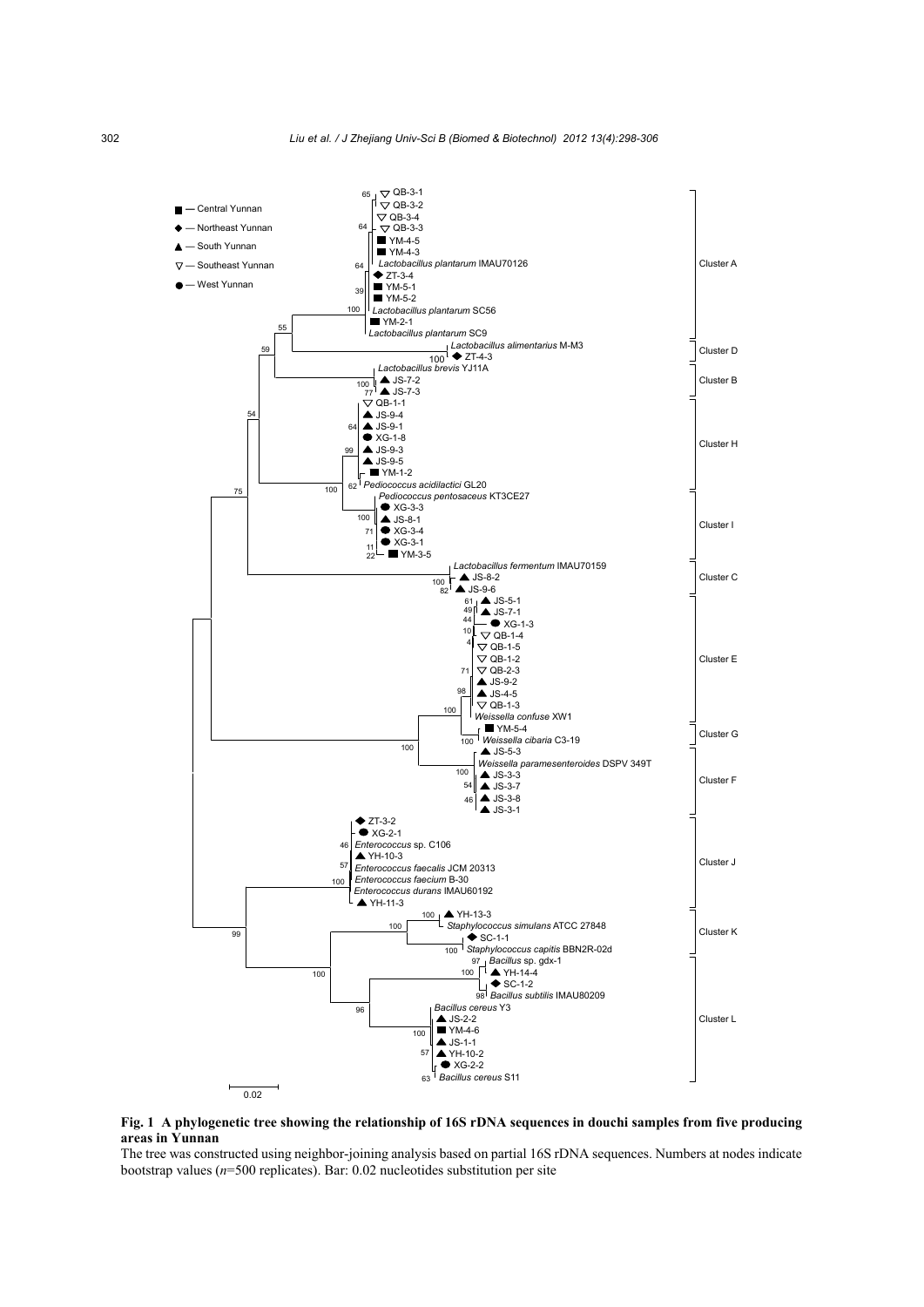Fig. 1 A phylogenetic tree showing the relationship of 16S rDNA sequences in douchi samples from five producing areas in Yunnan

The tree was constructed using neighbor-joining analysis based on partial 16S rDNA sequences. Numbers at nodes indicate bootstrap values ($n$=500 replicates). Bar: 0.02 nucleotides substitution per site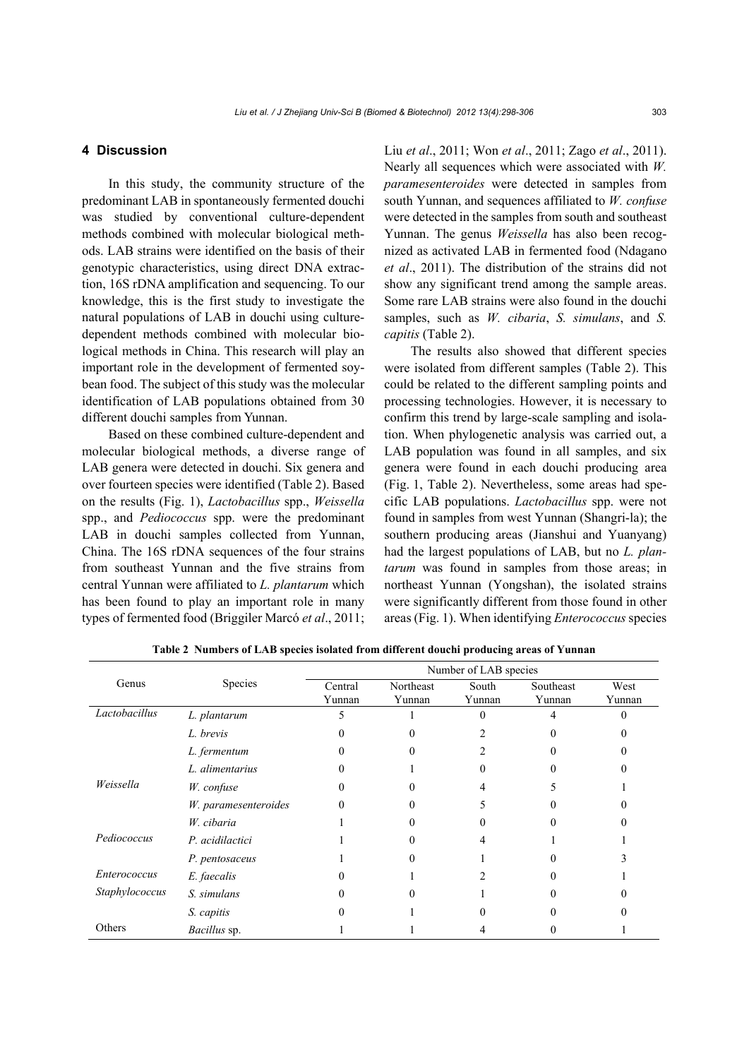## 4 Discussion

In this study, the community structure of the predominant LAB in spontaneously fermented douchi was studied by conventional culture-dependent methods combined with molecular biological methods. LAB strains were identified on the basis of their genotypic characteristics, using direct DNA extraction, 16S rDNA amplification and sequencing. To our knowledge, this is the first study to investigate the natural populations of LAB in douchi using culture-dependent methods combined with molecular biological methods in China. This research will play an important role in the development of fermented soybean food. The subject of this study was the molecular identification of LAB populations obtained from 30 different douchi samples from Yunnan.

Based on these combined culture-dependent and molecular biological methods, a diverse range of LAB genera were detected in douchi. Six genera and over fourteen species were identified (Table 2). Based on the results (Fig. 1), *Lactobacillus* spp., *Weissella* spp., and *Pediococcus* spp. were the predominant LAB in douchi samples collected from Yunnan, China. The 16S rDNA sequences of the four strains from southeast Yunnan and the five strains from central Yunnan were affiliated to *L. plantarum* which has been found to play an important role in many types of fermented food (Briggiler Marcó *et al*., 2011; Liu *et al*., 2011; Won *et al*., 2011; Zago *et al*., 2011). Nearly all sequences which were associated with *W. paramesenteroides* were detected in samples from south Yunnan, and sequences affiliated to *W. confuse* were detected in the samples from south and southeast Yunnan. The genus *Weissella* has also been recognized as activated LAB in fermented food (Ndagano *et al*., 2011). The distribution of the strains did not show any significant trend among the sample areas. Some rare LAB strains were also found in the douchi samples, such as *W. cibaria*, *S. simulans*, and *S. capitis* (Table 2).

The results also showed that different species were isolated from different samples (Table 2). This could be related to the different sampling points and processing technologies. However, it is necessary to confirm this trend by large-scale sampling and isolation. When phylogenetic analysis was carried out, a LAB population was found in all samples, and six genera were found in each douchi producing area (Fig. 1, Table 2). Nevertheless, some areas had specific LAB populations. *Lactobacillus* spp. were not found in samples from west Yunnan (Shangri-la); the southern producing areas (Jianshui and Yuanyang) had the largest populations of LAB, but no *L. plantarum* was found in samples from those areas; in northeast Yunnan (Yongshan), the isolated strains were significantly different from those found in other areas (Fig. 1). When identifying *Enterococcus* species

**Table 2 Numbers of LAB species isolated from different douchi producing areas of Yunnan**

| Genus | Species | Number of LAB species | | | | |
|---|---|---|---|---|---|---|
| | | Central Yunnan | Northeast Yunnan | South Yunnan | Southeast Yunnan | West Yunnan |
| *Lactobacillus* | *L. plantarum* | 5 | 1 | 0 | 4 | 0 |
| | *L. brevis* | 0 | 0 | 2 | 0 | 0 |
| | *L. fermentum* | 0 | 0 | 2 | 0 | 0 |
| | *L. alimentarius* | 0 | 1 | 0 | 0 | 0 |
| *Weissella* | *W. confuse* | 0 | 0 | 4 | 5 | 1 |
| | *W. paramesenteroides* | 0 | 0 | 5 | 0 | 0 |
| | *W. cibaria* | 1 | 0 | 0 | 0 | 0 |
| *Pediococcus* | *P. acidilactici* | 1 | 0 | 4 | 1 | 1 |
| | *P. pentosaceus* | 1 | 0 | 1 | 0 | 3 |
| *Enterococcus* | *E. faecalis* | 0 | 1 | 2 | 0 | 1 |
| *Staphylococcus* | *S. simulans* | 0 | 0 | 1 | 0 | 0 |
| | *S. capitis* | 0 | 1 | 0 | 0 | 0 |
| Others | *Bacillus* sp. | 1 | 1 | 4 | 0 | 1 |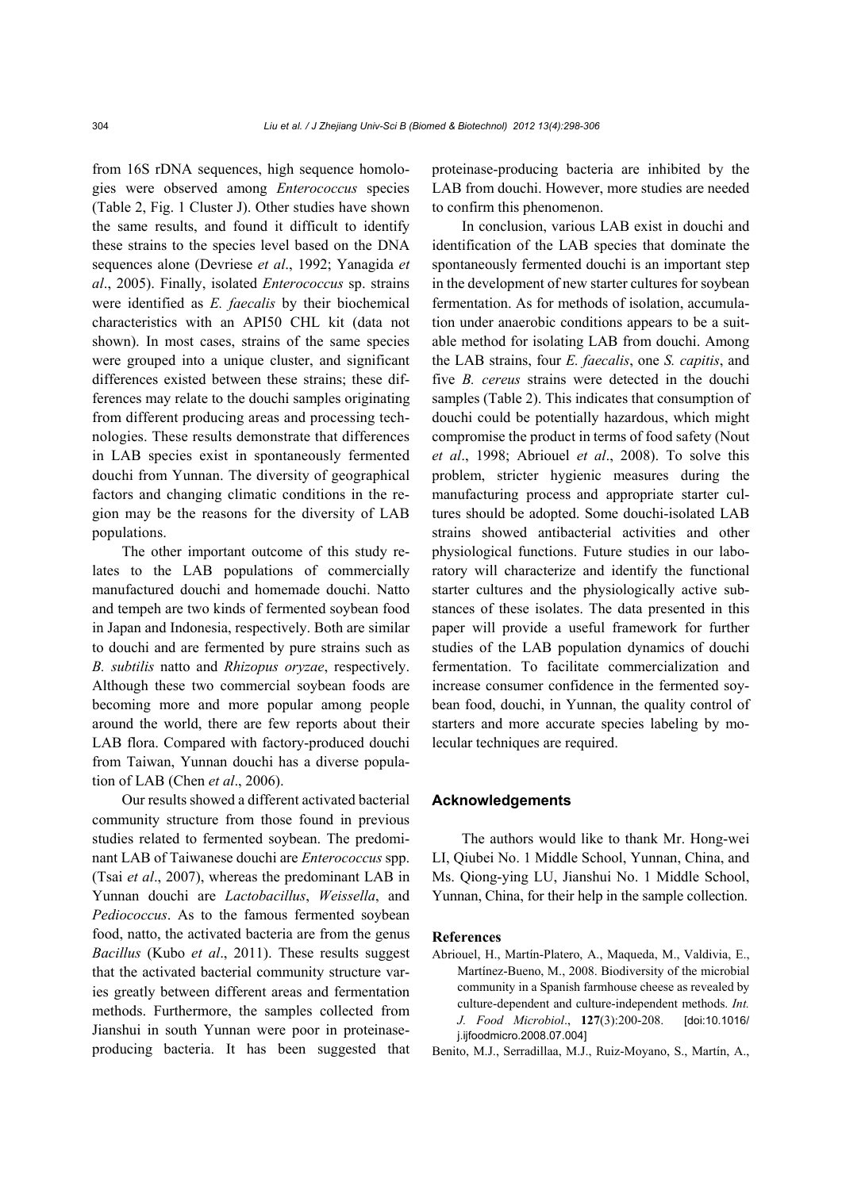from 16S rDNA sequences, high sequence homologies were observed among *Enterococcus* species (Table 2, Fig. 1 Cluster J). Other studies have shown the same results, and found it difficult to identify these strains to the species level based on the DNA sequences alone (Devriese *et al*., 1992; Yanagida *et al*., 2005). Finally, isolated *Enterococcus* sp. strains were identified as *E. faecalis* by their biochemical characteristics with an API50 CHL kit (data not shown). In most cases, strains of the same species were grouped into a unique cluster, and significant differences existed between these strains; these differences may relate to the douchi samples originating from different producing areas and processing technologies. These results demonstrate that differences in LAB species exist in spontaneously fermented douchi from Yunnan. The diversity of geographical factors and changing climatic conditions in the region may be the reasons for the diversity of LAB populations.

The other important outcome of this study relates to the LAB populations of commercially manufactured douchi and homemade douchi. Natto and tempeh are two kinds of fermented soybean food in Japan and Indonesia, respectively. Both are similar to douchi and are fermented by pure strains such as *B. subtilis* natto and *Rhizopus oryzae*, respectively. Although these two commercial soybean foods are becoming more and more popular among people around the world, there are few reports about their LAB flora. Compared with factory-produced douchi from Taiwan, Yunnan douchi has a diverse population of LAB (Chen *et al*., 2006).

Our results showed a different activated bacterial community structure from those found in previous studies related to fermented soybean. The predominant LAB of Taiwanese douchi are *Enterococcus* spp. (Tsai *et al*., 2007), whereas the predominant LAB in Yunnan douchi are *Lactobacillus*, *Weissella*, and *Pediococcus*. As to the famous fermented soybean food, natto, the activated bacteria are from the genus *Bacillus* (Kubo *et al*., 2011). These results suggest that the activated bacterial community structure varies greatly between different areas and fermentation methods. Furthermore, the samples collected from Jianshui in south Yunnan were poor in proteinase-producing bacteria. It has been suggested that proteinase-producing bacteria are inhibited by the LAB from douchi. However, more studies are needed to confirm this phenomenon.

In conclusion, various LAB exist in douchi and identification of the LAB species that dominate the spontaneously fermented douchi is an important step in the development of new starter cultures for soybean fermentation. As for methods of isolation, accumulation under anaerobic conditions appears to be a suitable method for isolating LAB from douchi. Among the LAB strains, four *E. faecalis*, one *S. capitis*, and five *B. cereus* strains were detected in the douchi samples (Table 2). This indicates that consumption of douchi could be potentially hazardous, which might compromise the product in terms of food safety (Nout *et al*., 1998; Abriouel *et al*., 2008). To solve this problem, stricter hygienic measures during the manufacturing process and appropriate starter cultures should be adopted. Some douchi-isolated LAB strains showed antibacterial activities and other physiological functions. Future studies in our laboratory will characterize and identify the functional starter cultures and the physiologically active substances of these isolates. The data presented in this paper will provide a useful framework for further studies of the LAB population dynamics of douchi fermentation. To facilitate commercialization and increase consumer confidence in the fermented soybean food, douchi, in Yunnan, the quality control of starters and more accurate species labeling by molecular techniques are required.

## Acknowledgements

The authors would like to thank Mr. Hong-wei LI, Qiubei No. 1 Middle School, Yunnan, China, and Ms. Qiong-ying LU, Jianshui No. 1 Middle School, Yunnan, China, for their help in the sample collection.

## References

Abriouel, H., Martín-Platero, A., Maqueda, M., Valdivia, E., Martínez-Bueno, M., 2008. Biodiversity of the microbial community in a Spanish farmhouse cheese as revealed by culture-dependent and culture-independent methods. *Int. J. Food Microbiol*., **127**(3):200-208. [doi:10.1016/j.ijfoodmicro.2008.07.004]

Benito, M.J., Serradillaa, M.J., Ruiz-Moyano, S., Martín, A.,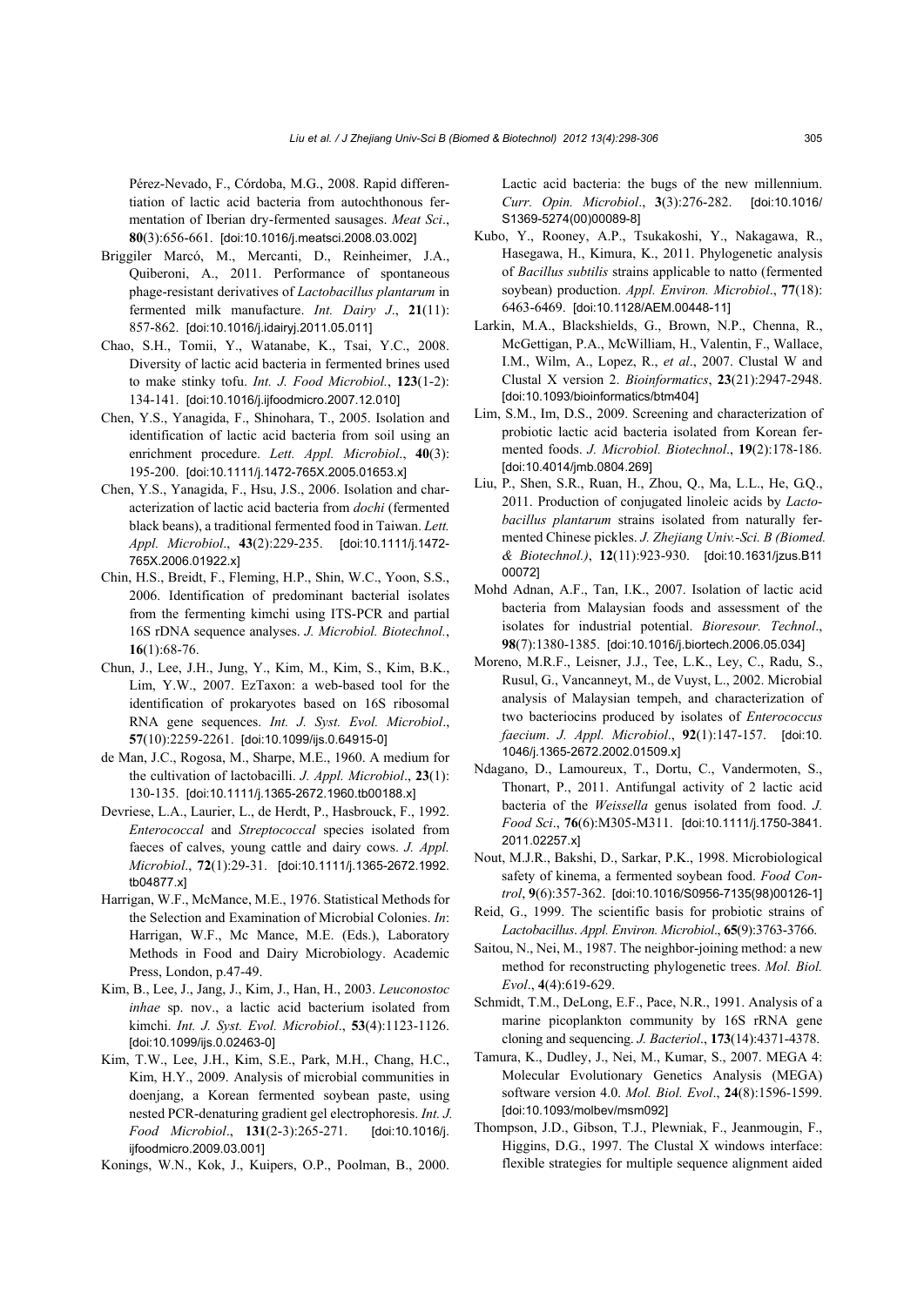Pérez-Nevado, F., Córdoba, M.G., 2008. Rapid differentiation of lactic acid bacteria from autochthonous fermentation of Iberian dry-fermented sausages. *Meat Sci*., **80**(3):656-661. [doi:10.1016/j.meatsci.2008.03.002]

Briggiler Marcó, M., Mercanti, D., Reinheimer, J.A., Quiberoni, A., 2011. Performance of spontaneous phage-resistant derivatives of *Lactobacillus plantarum* in fermented milk manufacture. *Int. Dairy J*., **21**(11): 857-862. [doi:10.1016/j.idairyj.2011.05.011]

Chao, S.H., Tomii, Y., Watanabe, K., Tsai, Y.C., 2008. Diversity of lactic acid bacteria in fermented brines used to make stinky tofu. *Int. J. Food Microbiol.*, **123**(1-2): 134-141. [doi:10.1016/j.ijfoodmicro.2007.12.010]

Chen, Y.S., Yanagida, F., Shinohara, T., 2005. Isolation and identification of lactic acid bacteria from soil using an enrichment procedure. *Lett. Appl. Microbiol*., **40**(3): 195-200. [doi:10.1111/j.1472-765X.2005.01653.x]

Chen, Y.S., Yanagida, F., Hsu, J.S., 2006. Isolation and characterization of lactic acid bacteria from *dochi* (fermented black beans), a traditional fermented food in Taiwan. *Lett. Appl. Microbiol*., **43**(2):229-235. [doi:10.1111/j.1472-765X.2006.01922.x]

Chin, H.S., Breidt, F., Fleming, H.P., Shin, W.C., Yoon, S.S., 2006. Identification of predominant bacterial isolates from the fermenting kimchi using ITS-PCR and partial 16S rDNA sequence analyses. *J. Microbiol. Biotechnol.*, **16**(1):68-76.

Chun, J., Lee, J.H., Jung, Y., Kim, M., Kim, S., Kim, B.K., Lim, Y.W., 2007. EzTaxon: a web-based tool for the identification of prokaryotes based on 16S ribosomal RNA gene sequences. *Int. J. Syst. Evol. Microbiol*., **57**(10):2259-2261. [doi:10.1099/ijs.0.64915-0]

de Man, J.C., Rogosa, M., Sharpe, M.E., 1960. A medium for the cultivation of lactobacilli. *J. Appl. Microbiol*., **23**(1): 130-135. [doi:10.1111/j.1365-2672.1960.tb00188.x]

Devriese, L.A., Laurier, L., de Herdt, P., Hasbrouck, F., 1992. *Enterococcal* and *Streptococcal* species isolated from faeces of calves, young cattle and dairy cows. *J. Appl. Microbiol*., **72**(1):29-31. [doi:10.1111/j.1365-2672.1992.tb04877.x]

Harrigan, W.F., McMance, M.E., 1976. Statistical Methods for the Selection and Examination of Microbial Colonies. *In*: Harrigan, W.F., Mc Mance, M.E. (Eds.), Laboratory Methods in Food and Dairy Microbiology. Academic Press, London, p.47-49.

Kim, B., Lee, J., Jang, J., Kim, J., Han, H., 2003. *Leuconostoc inhae* sp. nov., a lactic acid bacterium isolated from kimchi. *Int. J. Syst. Evol. Microbiol*., **53**(4):1123-1126. [doi:10.1099/ijs.0.02463-0]

Kim, T.W., Lee, J.H., Kim, S.E., Park, M.H., Chang, H.C., Kim, H.Y., 2009. Analysis of microbial communities in doenjang, a Korean fermented soybean paste, using nested PCR-denaturing gradient gel electrophoresis. *Int. J. Food Microbiol*., **131**(2-3):265-271. [doi:10.1016/j.ijfoodmicro.2009.03.001]

Konings, W.N., Kok, J., Kuipers, O.P., Poolman, B., 2000. Lactic acid bacteria: the bugs of the new millennium. *Curr. Opin. Microbiol*., **3**(3):276-282. [doi:10.1016/S1369-5274(00)00089-8]

Kubo, Y., Rooney, A.P., Tsukakoshi, Y., Nakagawa, R., Hasegawa, H., Kimura, K., 2011. Phylogenetic analysis of *Bacillus subtilis* strains applicable to natto (fermented soybean) production. *Appl. Environ. Microbiol*., **77**(18): 6463-6469. [doi:10.1128/AEM.00448-11]

Larkin, M.A., Blackshields, G., Brown, N.P., Chenna, R., McGettigan, P.A., McWilliam, H., Valentin, F., Wallace, I.M., Wilm, A., Lopez, R., *et al*., 2007. Clustal W and Clustal X version 2. *Bioinformatics*, **23**(21):2947-2948. [doi:10.1093/bioinformatics/btm404]

Lim, S.M., Im, D.S., 2009. Screening and characterization of probiotic lactic acid bacteria isolated from Korean fermented foods. *J. Microbiol. Biotechnol*., **19**(2):178-186. [doi:10.4014/jmb.0804.269]

Liu, P., Shen, S.R., Ruan, H., Zhou, Q., Ma, L.L., He, G.Q., 2011. Production of conjugated linoleic acids by *Lactobacillus plantarum* strains isolated from naturally fermented Chinese pickles. *J. Zhejiang Univ.-Sci. B (Biomed. & Biotechnol.)*, **12**(11):923-930. [doi:10.1631/jzus.B1100072]

Mohd Adnan, A.F., Tan, I.K., 2007. Isolation of lactic acid bacteria from Malaysian foods and assessment of the isolates for industrial potential. *Bioresour. Technol*., **98**(7):1380-1385. [doi:10.1016/j.biortech.2006.05.034]

Moreno, M.R.F., Leisner, J.J., Tee, L.K., Ley, C., Radu, S., Rusul, G., Vancanneyt, M., de Vuyst, L., 2002. Microbial analysis of Malaysian tempeh, and characterization of two bacteriocins produced by isolates of *Enterococcus faecium*. *J. Appl. Microbiol*., **92**(1):147-157. [doi:10.1046/j.1365-2672.2002.01509.x]

Ndagano, D., Lamoureux, T., Dortu, C., Vandermoten, S., Thonart, P., 2011. Antifungal activity of 2 lactic acid bacteria of the *Weissella* genus isolated from food. *J. Food Sci*., **76**(6):M305-M311. [doi:10.1111/j.1750-3841.2011.02257.x]

Nout, M.J.R., Bakshi, D., Sarkar, P.K., 1998. Microbiological safety of kinema, a fermented soybean food. *Food Control*, **9**(6):357-362. [doi:10.1016/S0956-7135(98)00126-1]

Reid, G., 1999. The scientific basis for probiotic strains of *Lactobacillus*. *Appl. Environ. Microbiol*., **65**(9):3763-3766.

Saitou, N., Nei, M., 1987. The neighbor-joining method: a new method for reconstructing phylogenetic trees. *Mol. Biol. Evol*., **4**(4):619-629.

Schmidt, T.M., DeLong, E.F., Pace, N.R., 1991. Analysis of a marine picoplankton community by 16S rRNA gene cloning and sequencing. *J. Bacteriol*., **173**(14):4371-4378.

Tamura, K., Dudley, J., Nei, M., Kumar, S., 2007. MEGA 4: Molecular Evolutionary Genetics Analysis (MEGA) software version 4.0. *Mol. Biol. Evol*., **24**(8):1596-1599. [doi:10.1093/molbev/msm092]

Thompson, J.D., Gibson, T.J., Plewniak, F., Jeanmougin, F., Higgins, D.G., 1997. The Clustal X windows interface: flexible strategies for multiple sequence alignment aided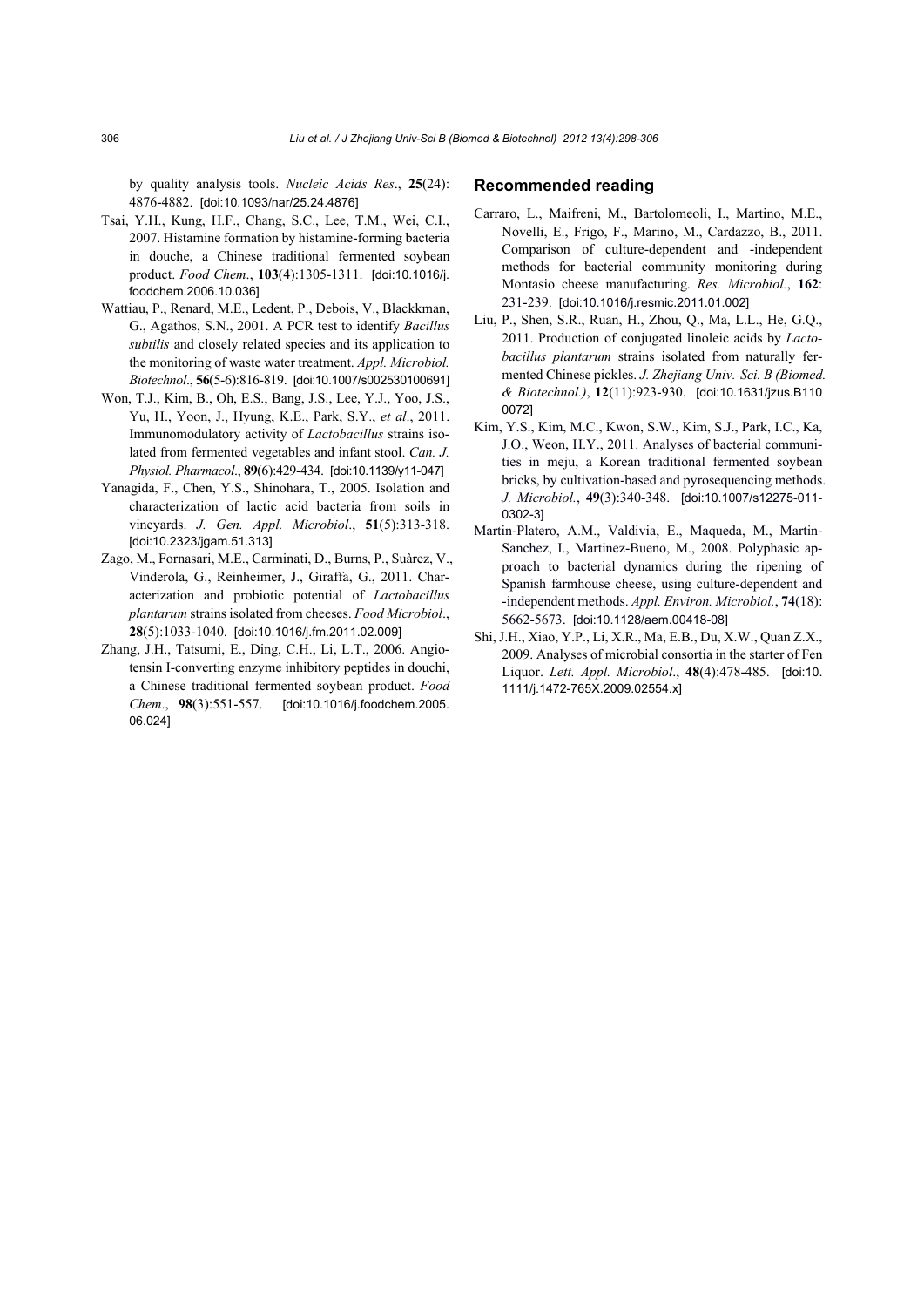by quality analysis tools. *Nucleic Acids Res*., **25**(24): 4876-4882. [doi:10.1093/nar/25.24.4876]

Tsai, Y.H., Kung, H.F., Chang, S.C., Lee, T.M., Wei, C.I., 2007. Histamine formation by histamine-forming bacteria in douche, a Chinese traditional fermented soybean product. *Food Chem*., **103**(4):1305-1311. [doi:10.1016/j.foodchem.2006.10.036]

Wattiau, P., Renard, M.E., Ledent, P., Debois, V., Blackkman, G., Agathos, S.N., 2001. A PCR test to identify *Bacillus subtilis* and closely related species and its application to the monitoring of waste water treatment. *Appl. Microbiol. Biotechnol*., **56**(5-6):816-819. [doi:10.1007/s002530100691]

Won, T.J., Kim, B., Oh, E.S., Bang, J.S., Lee, Y.J., Yoo, J.S., Yu, H., Yoon, J., Hyung, K.E., Park, S.Y., *et al*., 2011. Immunomodulatory activity of *Lactobacillus* strains isolated from fermented vegetables and infant stool. *Can. J. Physiol. Pharmacol*., **89**(6):429-434. [doi:10.1139/y11-047]

Yanagida, F., Chen, Y.S., Shinohara, T., 2005. Isolation and characterization of lactic acid bacteria from soils in vineyards. *J. Gen. Appl. Microbiol*., **51**(5):313-318. [doi:10.2323/jgam.51.313]

Zago, M., Fornasari, M.E., Carminati, D., Burns, P., Suàrez, V., Vinderola, G., Reinheimer, J., Giraffa, G., 2011. Characterization and probiotic potential of *Lactobacillus plantarum* strains isolated from cheeses. *Food Microbiol*., **28**(5):1033-1040. [doi:10.1016/j.fm.2011.02.009]

Zhang, J.H., Tatsumi, E., Ding, C.H., Li, L.T., 2006. Angiotensin I-converting enzyme inhibitory peptides in douchi, a Chinese traditional fermented soybean product. *Food Chem*., **98**(3):551-557. [doi:10.1016/j.foodchem.2005.06.024]

## Recommended reading

Carraro, L., Maifreni, M., Bartolomeoli, I., Martino, M.E., Novelli, E., Frigo, F., Marino, M., Cardazzo, B., 2011. Comparison of culture-dependent and -independent methods for bacterial community monitoring during Montasio cheese manufacturing. *Res. Microbiol.*, **162**: 231-239. [doi:10.1016/j.resmic.2011.01.002]

Liu, P., Shen, S.R., Ruan, H., Zhou, Q., Ma, L.L., He, G.Q., 2011. Production of conjugated linoleic acids by *Lactobacillus plantarum* strains isolated from naturally fermented Chinese pickles. *J. Zhejiang Univ.-Sci. B (Biomed. & Biotechnol.)*, **12**(11):923-930. [doi:10.1631/jzus.B1100072]

Kim, Y.S., Kim, M.C., Kwon, S.W., Kim, S.J., Park, I.C., Ka, J.O., Weon, H.Y., 2011. Analyses of bacterial communities in meju, a Korean traditional fermented soybean bricks, by cultivation-based and pyrosequencing methods. *J. Microbiol.*, **49**(3):340-348. [doi:10.1007/s12275-011-0302-3]

Martin-Platero, A.M., Valdivia, E., Maqueda, M., Martin-Sanchez, I., Martinez-Bueno, M., 2008. Polyphasic approach to bacterial dynamics during the ripening of Spanish farmhouse cheese, using culture-dependent and -independent methods. *Appl. Environ. Microbiol.*, **74**(18): 5662-5673. [doi:10.1128/aem.00418-08]

Shi, J.H., Xiao, Y.P., Li, X.R., Ma, E.B., Du, X.W., Quan Z.X., 2009. Analyses of microbial consortia in the starter of Fen Liquor. *Lett. Appl. Microbiol*., **48**(4):478-485. [doi:10.1111/j.1472-765X.2009.02554.x]